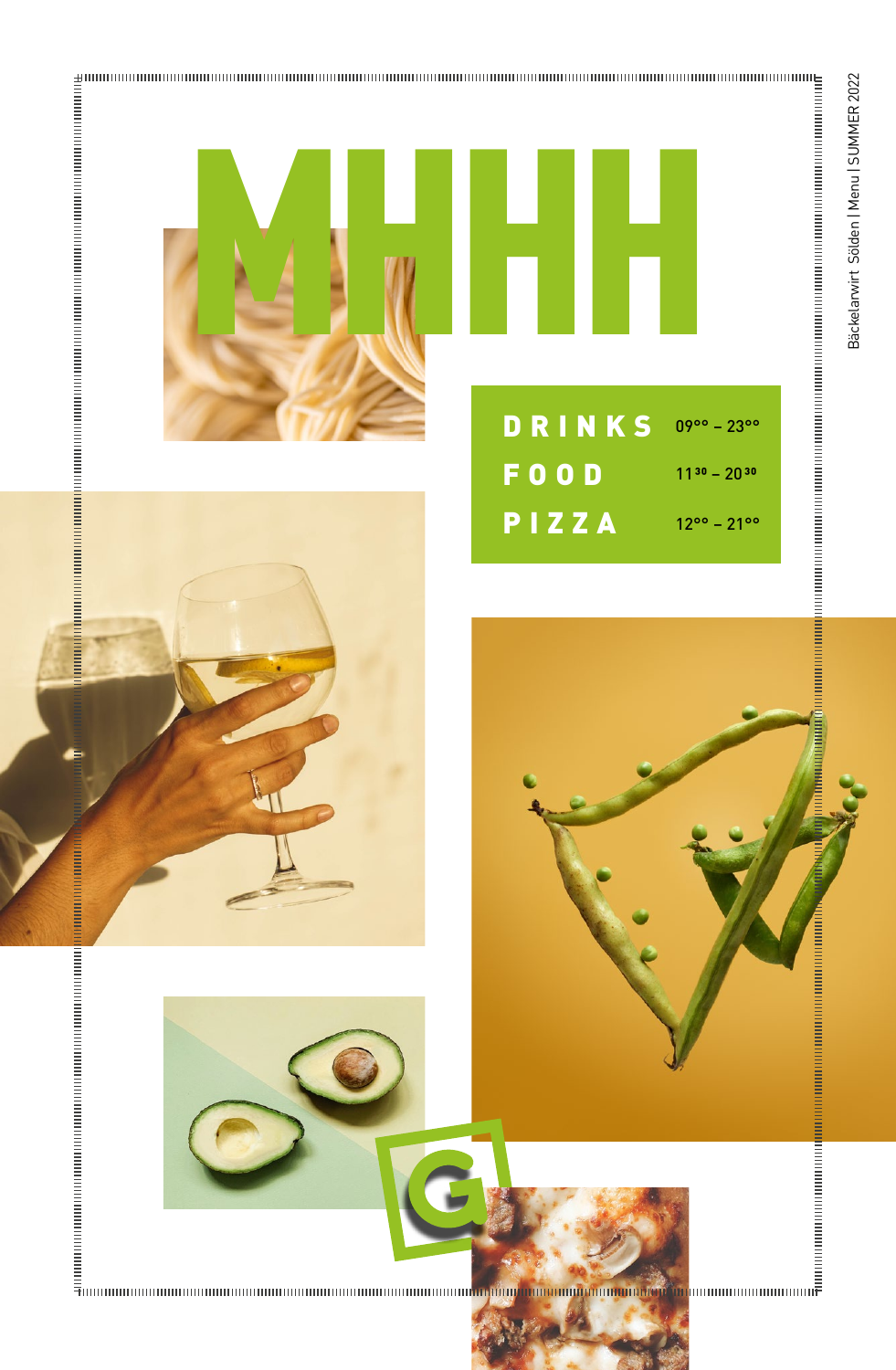# MHHH

| | |
|---|---|
| DRINKS | $09^{00}$ – $23^{00}$ |
| FOOD | $11^{30}$ – $20^{30}$ |
| PIZZA | $12^{00}$ – $21^{00}$ |

Bäckelarwirt Sölden | Menu | SUMMER 2022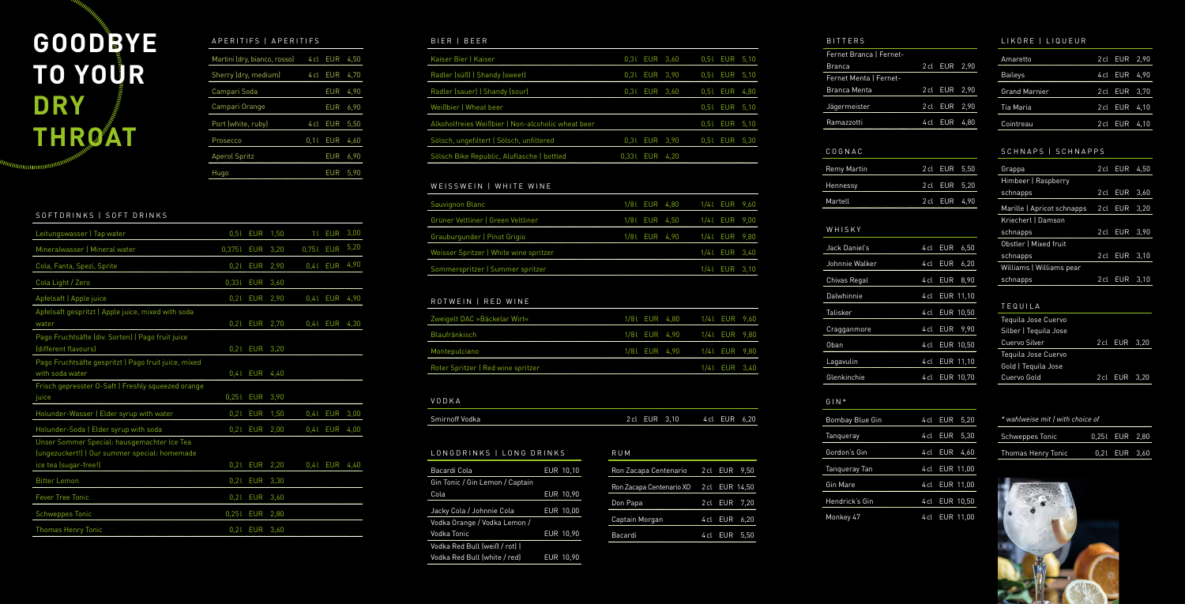# GOODBYE TO YOUR DRY THROAT

## APERITIFS | APERITIFS

| | | | |
|---|---|---|---|
| Martini (dry, bianco, rosso) | 4 cl | EUR | 4,50 |
| Sherry (dry, medium) | 4 cl | EUR | 4,70 |
| Campari Soda | | EUR | 4,90 |
| Campari Orange | | EUR | 6,90 |
| Port (white, ruby) | 4 cl | EUR | 5,50 |
| Prosecco | 0,1 l | EUR | 4,60 |
| Aperol Spritz | | EUR | 6,90 |
| Hugo | | EUR | 5,90 |

## SOFTDRINKS | SOFT DRINKS

| | | | | | | |
|---|---|---|---|---|---|---|
| Leitungswasser \| Tap water | 0,5 l | EUR 1,50 | 1 l | EUR 3,00 |
| Mineralwasser \| Mineral water | 0,375 l | EUR 3,20 | 0,75 l | EUR 5,20 |
| Cola, Fanta, Spezi, Sprite | 0,2 l | EUR 2,90 | 0,4 l | EUR 4,90 |
| Cola Light / Zero | 0,33 l | EUR 3,60 | | |
| Apfelsaft \| Apple juice | 0,2 l | EUR 2,90 | 0,4 l | EUR 4,90 |
| Apfelsaft gespritzt \| Apple juice, mixed with soda water | 0,2 l | EUR 2,70 | 0,4 l | EUR 4,30 |
| Pago Fruchtsäfte (div. Sorten) \| Pago fruit juice (different flavours) | 0,2 l | EUR 3,20 | | |
| Pago Fruchtsäfte gespritzt \| Pago fruit juice, mixed with soda water | 0,4 l | EUR 4,40 | | |
| Frisch gepresster O-Saft \| Freshly squeezed orange juice | 0,25 l | EUR 3,90 | | |
| Holunder-Wasser \| Elder syrup with water | 0,2 l | EUR 1,50 | 0,4 l | EUR 3,00 |
| Holunder-Soda \| Elder syrup with soda | 0,2 l | EUR 2,00 | 0,4 l | EUR 4,00 |
| Unser Sommer Special: hausgemachter Ice Tea (ungezuckert!) \| Our summer special: homemade ice tea (sugar-free!) | 0,2 l | EUR 2,20 | 0,4 l | EUR 4,40 |
| Bitter Lemon | 0,2 l | EUR 3,30 | | |
| Fever Tree Tonic | 0,2 l | EUR 3,60 | | |
| Schweppes Tonic | 0,25 l | EUR 2,80 | | |
| Thomas Henry Tonic | 0,2 l | EUR 3,60 | | |

## BIER | BEER

| | | | | |
|---|---|---|---|---|
| Kaiser Bier \| Kaiser | 0,3 l | EUR 3,60 | 0,5 l | EUR 5,10 |
| Radler (süß) \| Shandy (sweet) | 0,3 l | EUR 3,90 | 0,5 l | EUR 5,10 |
| Radler (sauer) \| Shandy (sour) | 0,3 l | EUR 3,60 | 0,5 l | EUR 4,80 |
| Weißbier \| Wheat beer | | | 0,5 l | EUR 5,10 |
| Alkoholfreies Weißbier \| Non-alcoholic wheat beer | | | 0,5 l | EUR 5,10 |
| Sölsch, ungefiltert \| Sölsch, unfiltered | 0,3 l | EUR 3,90 | 0,5 l | EUR 5,30 |
| Sölsch Bike Republic, Aluflasche \| bottled | 0,33 l | EUR 4,20 | | |

## WEISSWEIN | WHITE WINE

| | | | | |
|---|---|---|---|---|
| Sauvignon Blanc | 1/8 l | EUR 4,80 | 1/4 l | EUR 9,60 |
| Grüner Veltliner \| Green Veltliner | 1/8 l | EUR 4,50 | 1/4 l | EUR 9,00 |
| Grauburgunder \| Pinot Grigio | 1/8 l | EUR 4,90 | 1/4 l | EUR 9,80 |
| Weisser Spritzer \| White wine spritzer | | | 1/4 l | EUR 3,40 |
| Sommerspritzer \| Summer spritzer | | | 1/4 l | EUR 3,10 |

## ROTWEIN | RED WINE

| | | | | |
|---|---|---|---|---|
| Zweigelt DAC »Bäckelar Wirt« | 1/8 l | EUR 4,80 | 1/4 l | EUR 9,60 |
| Blaufränkisch | 1/8 l | EUR 4,90 | 1/4 l | EUR 9,80 |
| Montepulciano | 1/8 l | EUR 4,90 | 1/4 l | EUR 9,80 |
| Roter Spritzer \| Red wine spritzer | | | 1/4 l | EUR 3,40 |

## VODKA

| | | | | |
|---|---|---|---|---|
| Smirnoff Vodka | 2 cl | EUR 3,10 | 4 cl | EUR 6,20 |

## LONGDRINKS | LONG DRINKS

| | |
|---|---|
| Bacardi Cola | EUR 10,10 |
| Gin Tonic / Gin Lemon / Captain Cola | EUR 10,90 |
| Jacky Cola / Johnnie Cola | EUR 10,00 |
| Vodka Orange / Vodka Lemon / Vodka Tonic | EUR 10,90 |
| Vodka Red Bull (weiß / rot) \| Vodka Red Bull (white / red) | EUR 10,90 |

## RUM

| | | |
|---|---|---|
| Ron Zacapa Centenario | 2 cl | EUR 9,50 |
| Ron Zacapa Centenario XO | 2 cl | EUR 14,50 |
| Don Papa | 2 cl | EUR 7,20 |
| Captain Morgan | 4 cl | EUR 6,20 |
| Bacardi | 4 cl | EUR 5,50 |

## BITTERS

| | | |
|---|---|---|
| Fernet Branca \| Fernet-Branca | 2 cl | EUR 2,90 |
| Fernet Menta \| Fernet-Branca Menta | 2 cl | EUR 2,90 |
| Jägermeister | 2 cl | EUR 2,90 |
| Ramazzotti | 4 cl | EUR 4,80 |

## COGNAC

| | | |
|---|---|---|
| Remy Martin | 2 cl | EUR 5,50 |
| Hennessy | 2 cl | EUR 5,20 |
| Martell | 2 cl | EUR 4,90 |

## WHISKY

| | | |
|---|---|---|
| Jack Daniel's | 4 cl | EUR 6,50 |
| Johnnie Walker | 4 cl | EUR 6,20 |
| Chivas Regal | 4 cl | EUR 8,90 |
| Dalwhinnie | 4 cl | EUR 11,10 |
| Talisker | 4 cl | EUR 10,50 |
| Cragganmore | 4 cl | EUR 9,90 |
| Oban | 4 cl | EUR 10,50 |
| Lagavulin | 4 cl | EUR 11,10 |
| Glenkinchie | 4 cl | EUR 10,70 |

## GIN*

| | | |
|---|---|---|
| Bombay Blue Gin | 4 cl | EUR 5,20 |
| Tanqueray | 4 cl | EUR 5,30 |
| Gordon's Gin | 4 cl | EUR 4,60 |
| Tanqueray Tan | 4 cl | EUR 11,00 |
| Gin Mare | 4 cl | EUR 11,00 |
| Hendrick's Gin | 4 cl | EUR 10,50 |
| Monkey 47 | 4 cl | EUR 11,00 |

## LIKÖRE | LIQUEUR

| | | |
|---|---|---|
| Amaretto | 2 cl | EUR 2,90 |
| Baileys | 4 cl | EUR 4,90 |
| Grand Marnier | 2 cl | EUR 3,70 |
| Tia Maria | 2 cl | EUR 4,10 |
| Cointreau | 2 cl | EUR 4,10 |

## SCHNAPS | SCHNAPPS

| | | |
|---|---|---|
| Grappa | 2 cl | EUR 4,50 |
| Himbeer \| Raspberry schnapps | 2 cl | EUR 3,60 |
| Marille \| Apricot schnapps | 2 cl | EUR 3,20 |
| Kriecherl \| Damson schnapps | 2 cl | EUR 3,90 |
| Obstler \| Mixed fruit schnapps | 2 cl | EUR 3,10 |
| Williams \| Williams pear schnapps | 2 cl | EUR 3,10 |

## TEQUILA

| | | |
|---|---|---|
| Tequila Jose Cuervo Silber \| Tequila Jose Cuervo Silver | 2 cl | EUR 3,20 |
| Tequila Jose Cuervo Gold \| Tequila Jose Cuervo Gold | 2 cl | EUR 3,20 |

*\* wahlweise mit | with choice of*

| | | |
|---|---|---|
| Schweppes Tonic | 0,25 l | EUR 2,80 |
| Thomas Henry Tonic | 0,2 l | EUR 3,60 |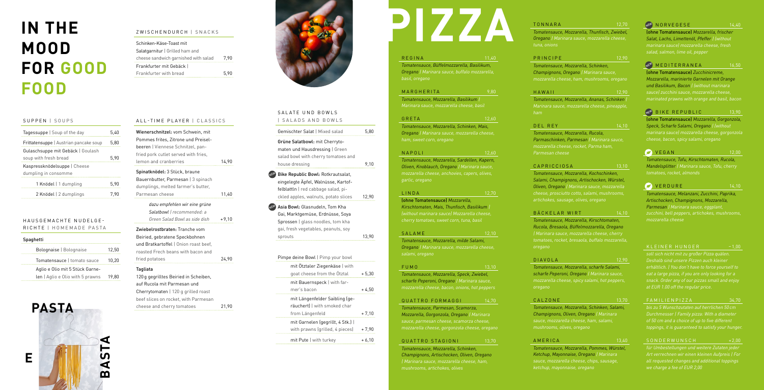# IN THE MOOD FOR GOOD FOOD

## SUPPEN | SOUPS

| | |
|---|---|
| Tagessuppe \| Soup of the day | 5,40 |
| Frittatensuppe \| Austrian pancake soup | 5,80 |
| Gulaschsuppe mit Gebäck \| Goulash soup with fresh bread | 5,90 |
| Kaspressknödelsuppe \| Cheese dumpling in consomme | |
| 1 Knödel \| 1 dumpling | 5,90 |
| 2 Knödel \| 2 dumplings | 7,90 |

## HAUSGEMACHTE NUDELGERICHTE | HOMEMADE PASTA

**Spaghetti**

| | |
|---|---|
| Bolognaise \| Bolognaise | 12,50 |
| Tomatensauce \| tomato sauce | 10,20 |
| Aglio e Olio mit 5 Stück Garnelen \| Aglio e Olio with 5 prawns | 19,80 |

PASTA

BASTA

## ZWISCHENDURCH | SNACKS

| | |
|---|---|
| Schinken-Käse-Toast mit Salatgarnitur \| Grilled ham and cheese sandwich garnished with salad | 7,90 |
| Frankfurter mit Gebäck \| Frankfurter with bread | 5,90 |

## ALL-TIME PLAYER | CLASSICS

| | |
|---|---|
| **Wienerschnitzel:** vom Schwein, mit Pommes frites, Zitrone und Preiselbeeren \| Viennese Schnitzel, pan-fried pork cutlet served with fries, lemon and cranberries | 14,90 |
| **Spinatknödel:** 3 Stück, braune Bauernbutter, Parmesan \| 3 spinach dumplings, melted farmer's butter, Parmesan cheese | 11,40 |
| *dazu empfehlen wir eine grüne Salatbowl \| recommended: a Green Salad Bowl as side dish* | +9,10 |
| **Zwiebelrostbraten:** Tranche vom Beiried, gebratene Speckbohnen und Bratkartoffel \| Onion roast beef, roasted Frech beans with bacon and fried potatoes | 24,90 |
| **Tagliata** 120 g gegrilltes Beiried in Scheiben, auf Rucola mit Parmesan und Cherrytomaten \| 120 g grilled roast beef slices on rocket, with Parmesan cheese and cherry tomatoes | 21,90 |

## SALATE UND BOWLS | SALADS AND BOWLS

| | |
|---|---|
| Gemischter Salat \| Mixed salad | 5,80 |
| **Grüne Salatbowl:** mit Cherrytomaten und Hausdressing \| Green salad bowl with cherry tomatoes and house dressing | 9,10 |
| NEW **Bike Republic Bowl:** Rotkrautsalat, eingelegte Äpfel, Walnüsse, Kartoffelblattln \| Fried red cabbage salad, pickled apples, walnuts, potato slices | 12,90 |
| NEW **Asia Bowl:** Glasnudeln, Tom Kha Gai, Marktgemüse, Erdnüsse, Soya Sprossen \| glass noodles, tom kha gai, fresh vegetables, peanuts, soy sprouts | 13,90 |

**Pimpe deine Bowl | Pimp your bowl**

| | |
|---|---|
| mit Ötztaler Ziegenkäse \| with goat cheese from the Ötztal | + 5,30 |
| mit Bauernspeck \| with farmer's bacon | + 4,50 |
| mit Längenfelder Saibling (geräuchert) \| with smoked char from Längenfeld | + 7,10 |
| mit Garnelen (gegrillt, 4 Stk.) \| with prawns (grilled, 4 pieces) | + 7,90 |
| mit Pute \| with turkey | + 6,10 |

# PIZZA

**REGINA** 11,40
*Tomatensauce, Büffelmozzarella, Basilikum, Oregano | Marinara sauce, buffalo mozzarella, basil, oregano*

**MARGHERITA** 9,80
*Tomatensauce, Mozzarella, Basilikum | Marinara sauce, mozzarella cheese, basil*

**GRETA** 12,60
*Tomatensauce, Mozzarella, Schinken, Mais, Oregano | Marinara sauce, mozzarella cheese, ham, sweet corn, oregano*

**NAPOLI** 12,60
*Tomatensauce, Mozzarella, Sardellen, Kapern, Oliven, Knoblauch, Oregano | Marinara sauce, mozzarella cheese, anchovies, capers, olives, garlic, oregano*

**LINDA** 12,70
**(ohne Tomatensauce)** *Mozzarella, Kirschtomaten, Mais, Thunfisch, Basilikum | (without marinara sauce) Mozzarella cheese, cherry tomatoes, sweet corn, tuna, basil*

**SALAME** 12,10
*Tomatensauce, Mozzarella, milde Salami, Oregano | Marinara sauce, mozzarella cheese, salami, oregano*

**FUMO** 13,10
*Tomatensauce, Mozzarella, Speck, Zwiebel, scharfe Peperoni, Oregano | Marinara sauce, mozzarella cheese, bacon, onions, hot peppers*

**QUATTRO FORMAGGI** 14,70
*Tomatensauce, Parmesan, Scamorza, Mozzarella, Gorgonzola, Oregano | Marinara sauce, parmesan cheese, scamorza cheese, mozzarella cheese, gorgonzola cheese, oregano*

**QUATTRO STAGIONI** 13,70
*Tomatensauce, Mozzarella, Schinken, Champignons, Artischocken, Oliven, Oregano | Marinara sauce, mozzarella cheese, ham, mushrooms, artichokes, olives*

**TONNARA** 12,70
*Tomatensauce, Mozzarella, Thunfisch, Zwiebel, Oregano | Marinara sauce, mozzarella cheese, tuna, onions*

**PRINCIPE** 12,90
*Tomatensauce, Mozzarella, Schinken, Champignons, Oregano | Marinara sauce, mozzarella cheese, ham, mushrooms, oregano*

**HAWAII** 12,90
*Tomatensauce, Mozzarella, Ananas, Schinken | Marinara sauce, mozzarella cheese, pineapple, ham*

**DEL REY** 14,10
*Tomatensauce, Mozzarella, Rucola, Parmaschinken, Parmesan | Marinara sauce, mozzarella cheese, rocket, Parma ham, Parmesan cheese*

**CAPRICCIOSA** 13,10
*Tomatensauce, Mozzarella, Kochschinken, Salami, Champignons, Artischocken, Würstel, Oliven, Oregano | Marinara sauce, mozzarella cheese, prosciutto cotto, salami, mushrooms, artichokes, sausage, olives, oregano*

**BÄCKELAR WIRT** 14,10
*Tomatensauce, Mozzarella, Kirschtomaten, Rucola, Bresaola, Büffelmozzarella, Oregano | Marinara sauce, mozzarella cheese, cherry tomatoes, rocket, bresaola, buffalo mozzarella, oregano*

**DIAVOLA** 12,90
*Tomatensauce, Mozzarella, scharfe Salami, scharfe Peperoni, Oregano | Marinara sauce, mozzarella cheese, spicy salami, hot peppers, oregano*

**CALZONE** 13,70
*Tomatensauce, Mozzarella, Schinken, Salami, Champignons, Oliven, Oregano | Marinara sauce, mozzarella cheese, ham, salami, mushrooms, olives, oregano*

**AMERICA** 13,40
*Tomatensauce, Mozzarella, Pommes, Würstel, Ketchup, Mayonnaise, Oregano | Marinara sauce, mozzarella cheese, chips, sausage, ketchup, mayonnaise, oregano*

NEW **NORVEGESE** 14,40
**(ohne Tomatensauce)** *Mozzarella, frischer Salat, Lachs, Limettenöl, Pfeffer | (without marinara sauce) mozzarella cheese, fresh salad, salmon, lime oil, pepper*

NEW **MEDITERRANEA** 16,50
**(ohne Tomatensauce)** *Zucchinicreme, Mozzarella, marinierte Garnelen mit Orange und Basilikum, Bacon | (without marinara sauce) zucchini sauce, mozzarella cheese, marinated prawns with orange and basil, bacon*

NEW **BIKE REPUBLIC** 13,90
**(ohne Tomatensauce)** *Mozzarella, Gorgonzola, Speck, Scharfe Salami, Oregano | (without marinara sauce) mozzarella cheese, gorgonzola cheese, bacon, spicy salami, oregano*

**VEGAN** 12,00
*Tomatensauce, Tofu, Kirschtomaten, Rucola, Mandelsplitter | Marinara sauce, Tofu, cherry tomatoes, rocket, almonds*

**VERDURE** 14,10
*Tomatensauce, Melanzani, Zucchini, Paprika, Artischocken, Champignons, Mozzarella, Parmesan | Marinara sauce, eggplant, zucchini, bell peppers, artichokes, mushrooms, mozzarella cheese*

**KLEINER HUNGER** – 1,00
*soll sich nicht mit zu großer Pizza quälen. Deshalb sind unsere Pizzen auch kleiner erhältlich. | You don't have to force yourself to eat a large pizza, if you are only looking for a snack. Order any of our pizzas small and enjoy at EUR 1.00 off the regular price.*

**FAMILIENPIZZA** 34,70
*bis zu 5 Wunschzutaten auf herrlichen 50 cm Durchmesser | Family pizza: With a diameter of 50 cm and a choice of up to five different toppings, it is guaranteed to satisfy your hunger.*

**SONDERWUNSCH** + 2,00
*für Umbestellungen und weitere Zutaten jeder Art verrechnen wir einen kleinen Aufpreis | For all requested changes and additional toppings we charge a fee of EUR 2,00*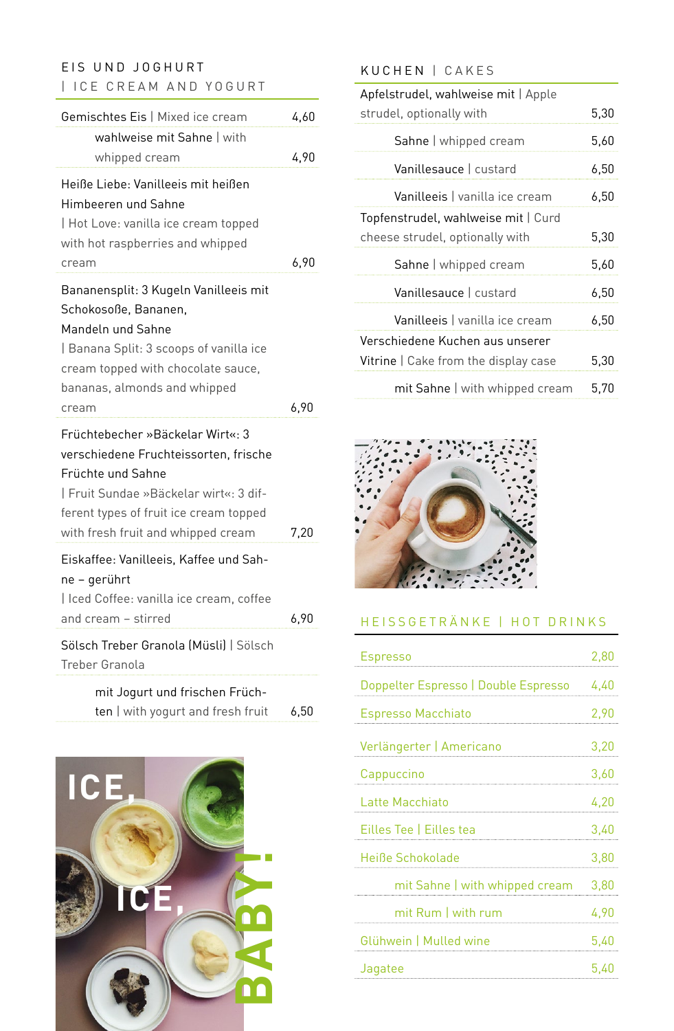## EIS UND JOGHURT | ICE CREAM AND YOGURT

| | |
|---|---|
| Gemischtes Eis \| Mixed ice cream | 4,60 |
| wahlweise mit Sahne \| with whipped cream | 4,90 |
| Heiße Liebe: Vanilleeis mit heißen Himbeeren und Sahne \| Hot Love: vanilla ice cream topped with hot raspberries and whipped cream | 6,90 |
| Bananensplit: 3 Kugeln Vanilleeis mit Schokosoße, Bananen, Mandeln und Sahne \| Banana Split: 3 scoops of vanilla ice cream topped with chocolate sauce, bananas, almonds and whipped cream | 6,90 |
| Früchtebecher »Bäckelar Wirt«: 3 verschiedene Fruchteissorten, frische Früchte und Sahne \| Fruit Sundae »Bäckelar wirt«: 3 different types of fruit ice cream topped with fresh fruit and whipped cream | 7,20 |
| Eiskaffee: Vanilleeis, Kaffee und Sahne – gerührt \| Iced Coffee: vanilla ice cream, coffee and cream – stirred | 6,90 |
| Sölsch Treber Granola (Müsli) \| Sölsch Treber Granola | |
| mit Jogurt und frischen Früchten \| with yogurt and fresh fruit | 6,50 |

ICE, ICE, BABY!

## KUCHEN | CAKES

| | |
|---|---|
| Apfelstrudel, wahlweise mit \| Apple strudel, optionally with | 5,30 |
| Sahne \| whipped cream | 5,60 |
| Vanillesauce \| custard | 6,50 |
| Vanilleeis \| vanilla ice cream | 6,50 |
| Topfenstrudel, wahlweise mit \| Curd cheese strudel, optionally with | 5,30 |
| Sahne \| whipped cream | 5,60 |
| Vanillesauce \| custard | 6,50 |
| Vanilleeis \| vanilla ice cream | 6,50 |
| Verschiedene Kuchen aus unserer Vitrine \| Cake from the display case | 5,30 |
| mit Sahne \| with whipped cream | 5,70 |

## HEISSGETRÄNKE | HOT DRINKS

| | |
|---|---|
| Espresso | 2,80 |
| Doppelter Espresso \| Double Espresso | 4,40 |
| Espresso Macchiato | 2,90 |
| Verlängerter \| Americano | 3,20 |
| Cappuccino | 3,60 |
| Latte Macchiato | 4,20 |
| Eilles Tee \| Eilles tea | 3,40 |
| Heiße Schokolade | 3,80 |
| mit Sahne \| with whipped cream | 3,80 |
| mit Rum \| with rum | 4,90 |
| Glühwein \| Mulled wine | 5,40 |
| Jagatee | 5,40 |